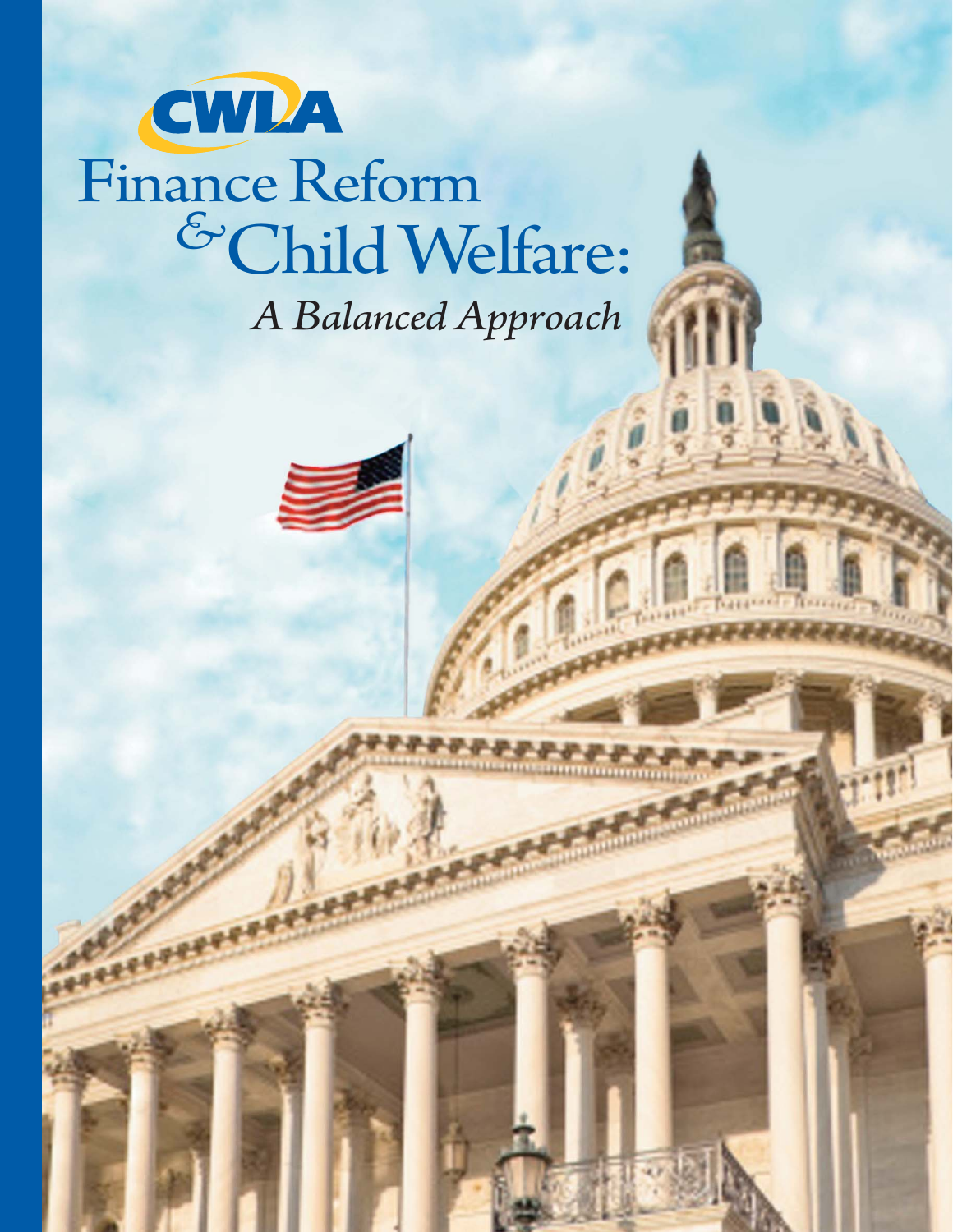CWLA

# Finance Reform & Child Welfare:

*A Balanced Approach*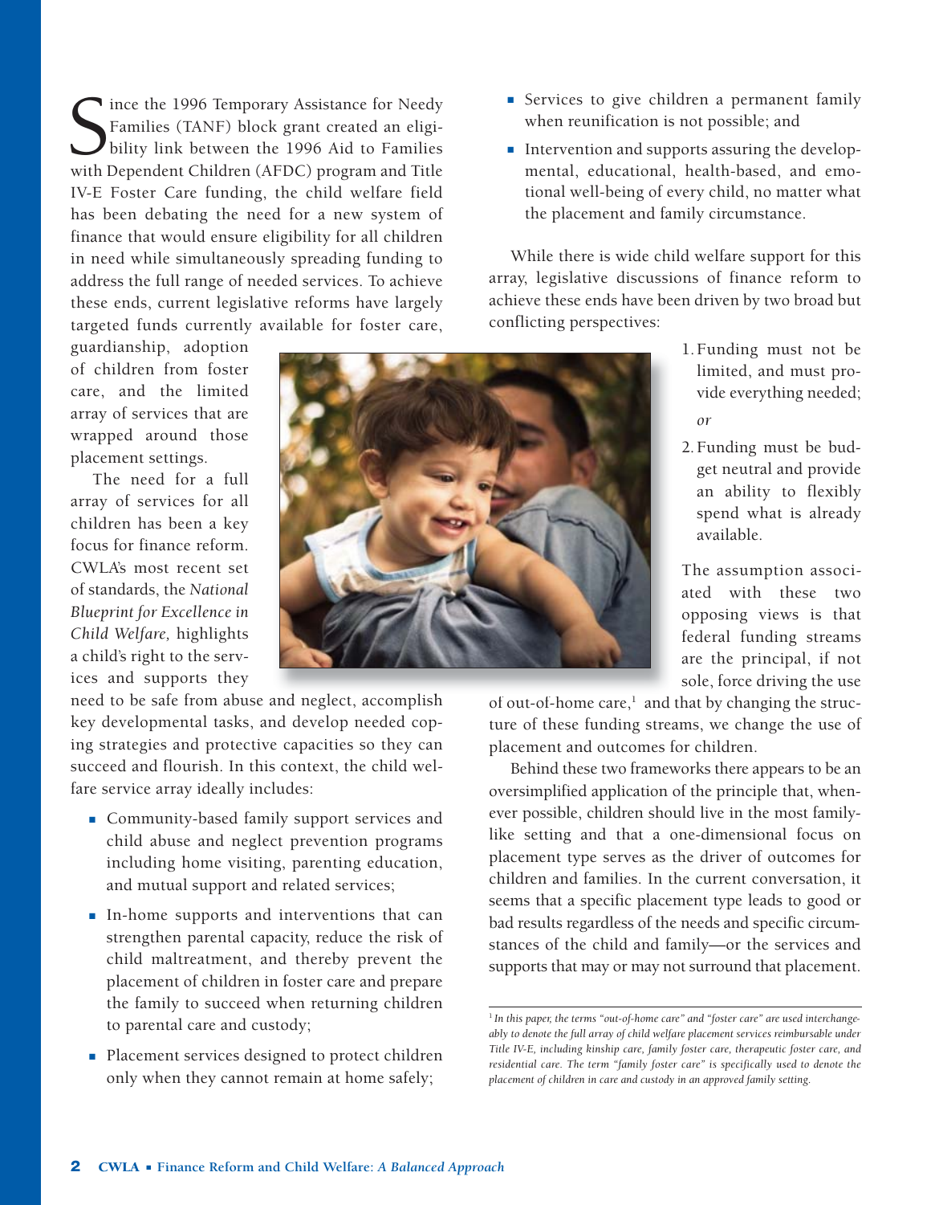Since the 1996 Temporary Assistance for Needy Families (TANF) block grant created an eligibility link between the 1996 Aid to Families with Dependent Children (AFDC) program and Title IV-E Foster Care funding, the child welfare field has been debating the need for a new system of finance that would ensure eligibility for all children in need while simultaneously spreading funding to address the full range of needed services. To achieve these ends, current legislative reforms have largely targeted funds currently available for foster care, guardianship, adoption of children from foster care, and the limited array of services that are wrapped around those placement settings.

The need for a full array of services for all children has been a key focus for finance reform. CWLA's most recent set of standards, the *National Blueprint for Excellence in Child Welfare,* highlights a child's right to the services and supports they need to be safe from abuse and neglect, accomplish key developmental tasks, and develop needed coping strategies and protective capacities so they can succeed and flourish. In this context, the child welfare service array ideally includes:

- Community-based family support services and child abuse and neglect prevention programs including home visiting, parenting education, and mutual support and related services;
- In-home supports and interventions that can strengthen parental capacity, reduce the risk of child maltreatment, and thereby prevent the placement of children in foster care and prepare the family to succeed when returning children to parental care and custody;
- Placement services designed to protect children only when they cannot remain at home safely;
- Services to give children a permanent family when reunification is not possible; and
- Intervention and supports assuring the developmental, educational, health-based, and emotional well-being of every child, no matter what the placement and family circumstance.

While there is wide child welfare support for this array, legislative discussions of finance reform to achieve these ends have been driven by two broad but conflicting perspectives:

1. Funding must not be limited, and must provide everything needed;

   *or*

2. Funding must be budget neutral and provide an ability to flexibly spend what is already available.

The assumption associated with these two opposing views is that federal funding streams are the principal, if not sole, force driving the use of out-of-home care,[1] and that by changing the structure of these funding streams, we change the use of placement and outcomes for children.

Behind these two frameworks there appears to be an oversimplified application of the principle that, whenever possible, children should live in the most family-like setting and that a one-dimensional focus on placement type serves as the driver of outcomes for children and families. In the current conversation, it seems that a specific placement type leads to good or bad results regardless of the needs and specific circumstances of the child and family—or the services and supports that may or may not surround that placement.

---

[1] *In this paper, the terms "out-of-home care" and "foster care" are used interchangeably to denote the full array of child welfare placement services reimbursable under Title IV-E, including kinship care, family foster care, therapeutic foster care, and residential care. The term "family foster care" is specifically used to denote the placement of children in care and custody in an approved family setting.*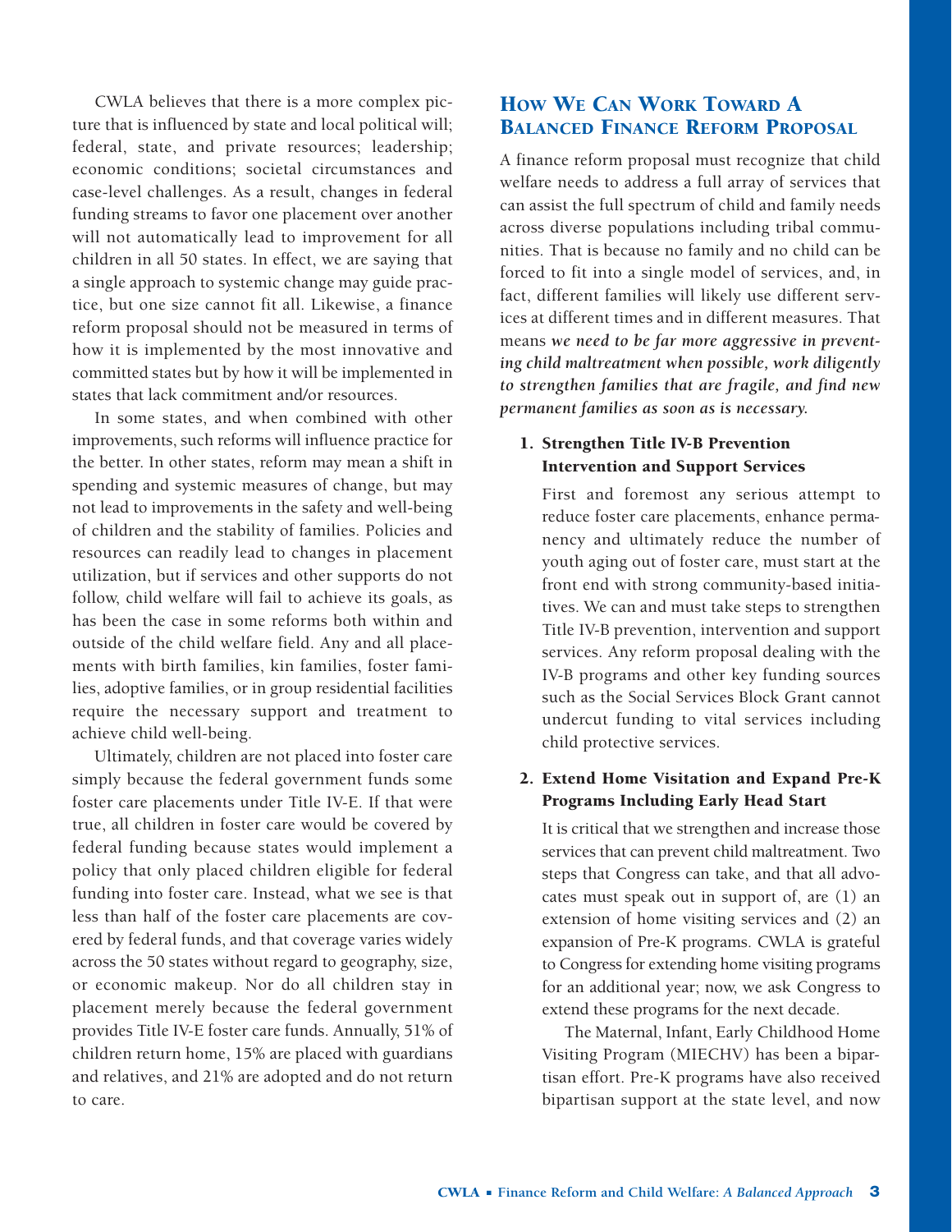CWLA believes that there is a more complex picture that is influenced by state and local political will; federal, state, and private resources; leadership; economic conditions; societal circumstances and case-level challenges. As a result, changes in federal funding streams to favor one placement over another will not automatically lead to improvement for all children in all 50 states. In effect, we are saying that a single approach to systemic change may guide practice, but one size cannot fit all. Likewise, a finance reform proposal should not be measured in terms of how it is implemented by the most innovative and committed states but by how it will be implemented in states that lack commitment and/or resources.

In some states, and when combined with other improvements, such reforms will influence practice for the better. In other states, reform may mean a shift in spending and systemic measures of change, but may not lead to improvements in the safety and well-being of children and the stability of families. Policies and resources can readily lead to changes in placement utilization, but if services and other supports do not follow, child welfare will fail to achieve its goals, as has been the case in some reforms both within and outside of the child welfare field. Any and all placements with birth families, kin families, foster families, adoptive families, or in group residential facilities require the necessary support and treatment to achieve child well-being.

Ultimately, children are not placed into foster care simply because the federal government funds some foster care placements under Title IV-E. If that were true, all children in foster care would be covered by federal funding because states would implement a policy that only placed children eligible for federal funding into foster care. Instead, what we see is that less than half of the foster care placements are covered by federal funds, and that coverage varies widely across the 50 states without regard to geography, size, or economic makeup. Nor do all children stay in placement merely because the federal government provides Title IV-E foster care funds. Annually, 51% of children return home, 15% are placed with guardians and relatives, and 21% are adopted and do not return to care.

## How We Can Work Toward A Balanced Finance Reform Proposal

A finance reform proposal must recognize that child welfare needs to address a full array of services that can assist the full spectrum of child and family needs across diverse populations including tribal communities. That is because no family and no child can be forced to fit into a single model of services, and, in fact, different families will likely use different services at different times and in different measures. That means ***we need to be far more aggressive in preventing child maltreatment when possible, work diligently to strengthen families that are fragile, and find new permanent families as soon as is necessary.***

### 1. Strengthen Title IV-B Prevention Intervention and Support Services

First and foremost any serious attempt to reduce foster care placements, enhance permanency and ultimately reduce the number of youth aging out of foster care, must start at the front end with strong community-based initiatives. We can and must take steps to strengthen Title IV-B prevention, intervention and support services. Any reform proposal dealing with the IV-B programs and other key funding sources such as the Social Services Block Grant cannot undercut funding to vital services including child protective services.

### 2. Extend Home Visitation and Expand Pre-K Programs Including Early Head Start

It is critical that we strengthen and increase those services that can prevent child maltreatment. Two steps that Congress can take, and that all advocates must speak out in support of, are (1) an extension of home visiting services and (2) an expansion of Pre-K programs. CWLA is grateful to Congress for extending home visiting programs for an additional year; now, we ask Congress to extend these programs for the next decade.

The Maternal, Infant, Early Childhood Home Visiting Program (MIECHV) has been a bipartisan effort. Pre-K programs have also received bipartisan support at the state level, and now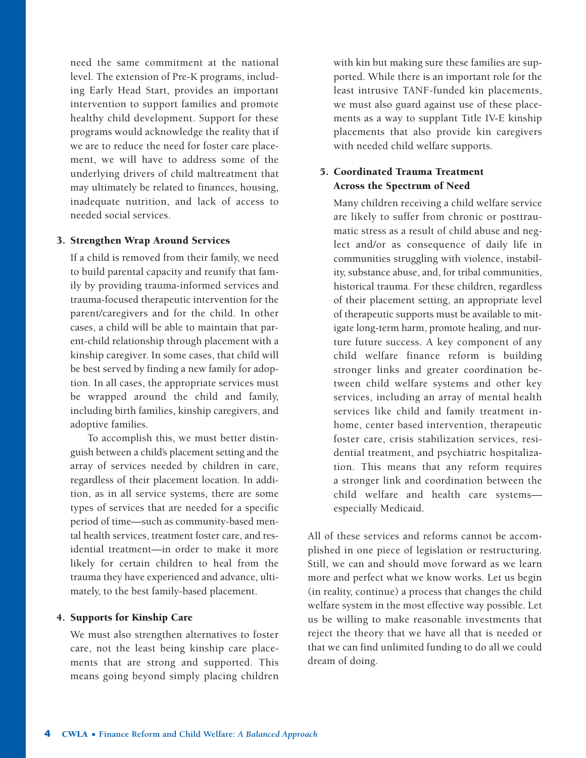need the same commitment at the national level. The extension of Pre-K programs, including Early Head Start, provides an important intervention to support families and promote healthy child development. Support for these programs would acknowledge the reality that if we are to reduce the need for foster care placement, we will have to address some of the underlying drivers of child maltreatment that may ultimately be related to finances, housing, inadequate nutrition, and lack of access to needed social services.

### 3. Strengthen Wrap Around Services

If a child is removed from their family, we need to build parental capacity and reunify that family by providing trauma-informed services and trauma-focused therapeutic intervention for the parent/caregivers and for the child. In other cases, a child will be able to maintain that parent-child relationship through placement with a kinship caregiver. In some cases, that child will be best served by finding a new family for adoption. In all cases, the appropriate services must be wrapped around the child and family, including birth families, kinship caregivers, and adoptive families.

To accomplish this, we must better distinguish between a child's placement setting and the array of services needed by children in care, regardless of their placement location. In addition, as in all service systems, there are some types of services that are needed for a specific period of time—such as community-based mental health services, treatment foster care, and residential treatment—in order to make it more likely for certain children to heal from the trauma they have experienced and advance, ultimately, to the best family-based placement.

### 4. Supports for Kinship Care

We must also strengthen alternatives to foster care, not the least being kinship care placements that are strong and supported. This means going beyond simply placing children with kin but making sure these families are supported. While there is an important role for the least intrusive TANF-funded kin placements, we must also guard against use of these placements as a way to supplant Title IV-E kinship placements that also provide kin caregivers with needed child welfare supports.

### 5. Coordinated Trauma Treatment Across the Spectrum of Need

Many children receiving a child welfare service are likely to suffer from chronic or posttraumatic stress as a result of child abuse and neglect and/or as consequence of daily life in communities struggling with violence, instability, substance abuse, and, for tribal communities, historical trauma. For these children, regardless of their placement setting, an appropriate level of therapeutic supports must be available to mitigate long-term harm, promote healing, and nurture future success. A key component of any child welfare finance reform is building stronger links and greater coordination between child welfare systems and other key services, including an array of mental health services like child and family treatment in-home, center based intervention, therapeutic foster care, crisis stabilization services, residential treatment, and psychiatric hospitalization. This means that any reform requires a stronger link and coordination between the child welfare and health care systems—especially Medicaid.

All of these services and reforms cannot be accomplished in one piece of legislation or restructuring. Still, we can and should move forward as we learn more and perfect what we know works. Let us begin (in reality, continue) a process that changes the child welfare system in the most effective way possible. Let us be willing to make reasonable investments that reject the theory that we have all that is needed or that we can find unlimited funding to do all we could dream of doing.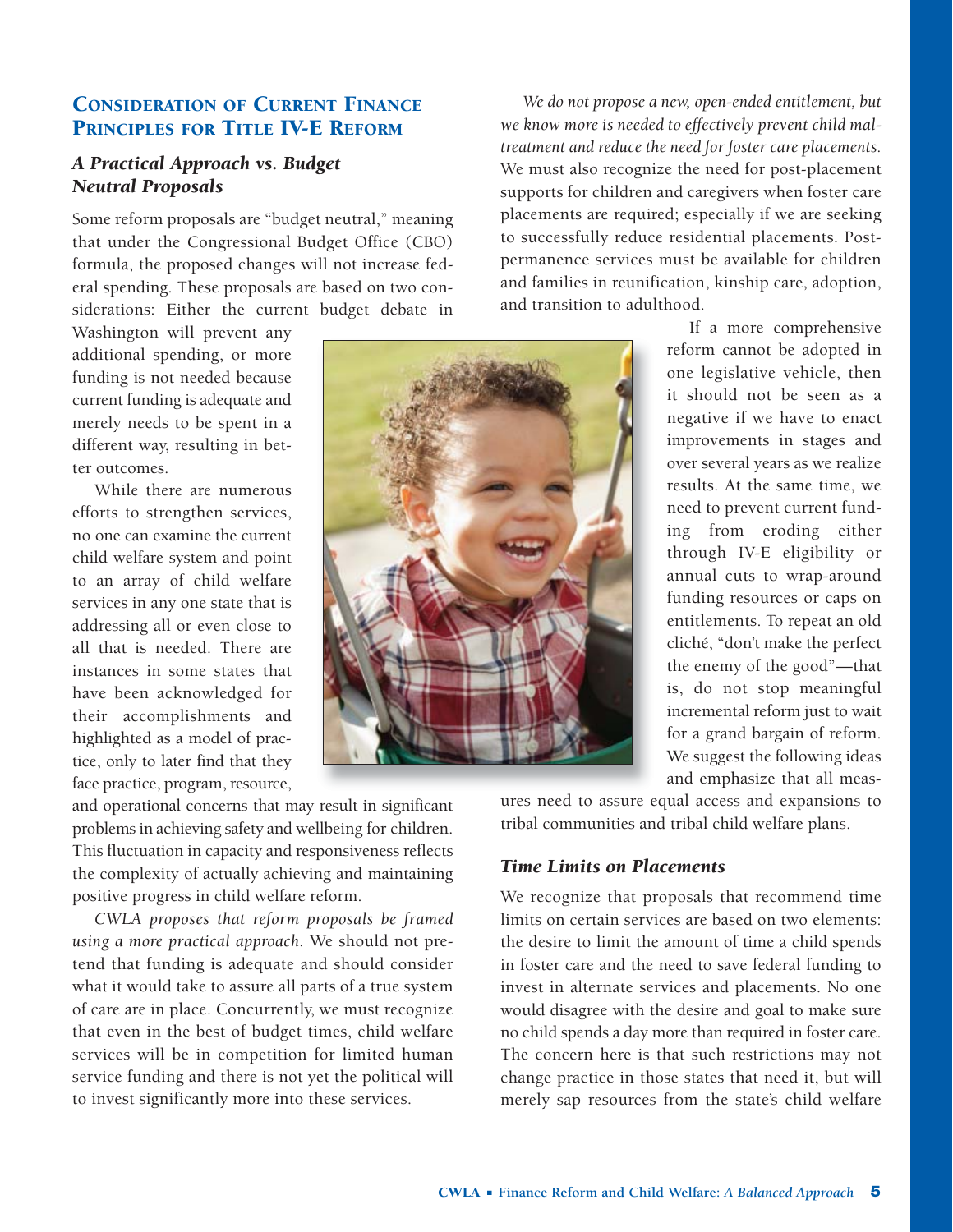## Consideration of Current Finance Principles for Title IV-E Reform

### *A Practical Approach vs. Budget Neutral Proposals*

Some reform proposals are "budget neutral," meaning that under the Congressional Budget Office (CBO) formula, the proposed changes will not increase federal spending. These proposals are based on two considerations: Either the current budget debate in Washington will prevent any additional spending, or more funding is not needed because current funding is adequate and merely needs to be spent in a different way, resulting in better outcomes.

While there are numerous efforts to strengthen services, no one can examine the current child welfare system and point to an array of child welfare services in any one state that is addressing all or even close to all that is needed. There are instances in some states that have been acknowledged for their accomplishments and highlighted as a model of practice, only to later find that they face practice, program, resource, and operational concerns that may result in significant problems in achieving safety and wellbeing for children. This fluctuation in capacity and responsiveness reflects the complexity of actually achieving and maintaining positive progress in child welfare reform.

*CWLA proposes that reform proposals be framed using a more practical approach.* We should not pretend that funding is adequate and should consider what it would take to assure all parts of a true system of care are in place. Concurrently, we must recognize that even in the best of budget times, child welfare services will be in competition for limited human service funding and there is not yet the political will to invest significantly more into these services.

*We do not propose a new, open-ended entitlement, but we know more is needed to effectively prevent child maltreatment and reduce the need for foster care placements.* We must also recognize the need for post-placement supports for children and caregivers when foster care placements are required; especially if we are seeking to successfully reduce residential placements. Post-permanence services must be available for children and families in reunification, kinship care, adoption, and transition to adulthood.

If a more comprehensive reform cannot be adopted in one legislative vehicle, then it should not be seen as a negative if we have to enact improvements in stages and over several years as we realize results. At the same time, we need to prevent current funding from eroding either through IV-E eligibility or annual cuts to wrap-around funding resources or caps on entitlements. To repeat an old cliché, "don't make the perfect the enemy of the good"—that is, do not stop meaningful incremental reform just to wait for a grand bargain of reform. We suggest the following ideas and emphasize that all measures need to assure equal access and expansions to tribal communities and tribal child welfare plans.

### *Time Limits on Placements*

We recognize that proposals that recommend time limits on certain services are based on two elements: the desire to limit the amount of time a child spends in foster care and the need to save federal funding to invest in alternate services and placements. No one would disagree with the desire and goal to make sure no child spends a day more than required in foster care. The concern here is that such restrictions may not change practice in those states that need it, but will merely sap resources from the state's child welfare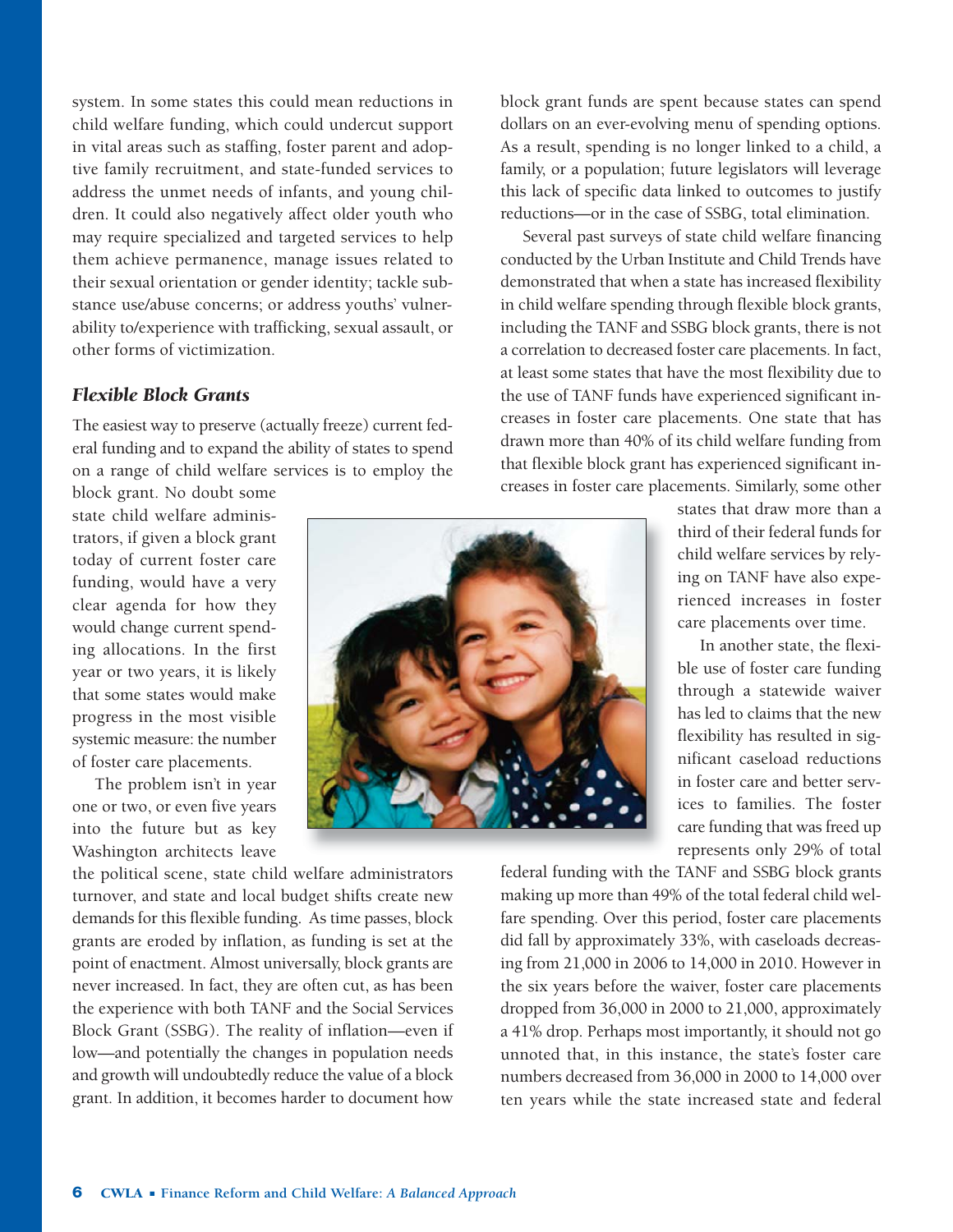system. In some states this could mean reductions in child welfare funding, which could undercut support in vital areas such as staffing, foster parent and adoptive family recruitment, and state-funded services to address the unmet needs of infants, and young children. It could also negatively affect older youth who may require specialized and targeted services to help them achieve permanence, manage issues related to their sexual orientation or gender identity; tackle substance use/abuse concerns; or address youths' vulnerability to/experience with trafficking, sexual assault, or other forms of victimization.

### *Flexible Block Grants*

The easiest way to preserve (actually freeze) current federal funding and to expand the ability of states to spend on a range of child welfare services is to employ the block grant. No doubt some state child welfare administrators, if given a block grant today of current foster care funding, would have a very clear agenda for how they would change current spending allocations. In the first year or two years, it is likely that some states would make progress in the most visible systemic measure: the number of foster care placements.

The problem isn't in year one or two, or even five years into the future but as key Washington architects leave the political scene, state child welfare administrators turnover, and state and local budget shifts create new demands for this flexible funding. As time passes, block grants are eroded by inflation, as funding is set at the point of enactment. Almost universally, block grants are never increased. In fact, they are often cut, as has been the experience with both TANF and the Social Services Block Grant (SSBG). The reality of inflation—even if low—and potentially the changes in population needs and growth will undoubtedly reduce the value of a block grant. In addition, it becomes harder to document how block grant funds are spent because states can spend dollars on an ever-evolving menu of spending options. As a result, spending is no longer linked to a child, a family, or a population; future legislators will leverage this lack of specific data linked to outcomes to justify reductions—or in the case of SSBG, total elimination.

Several past surveys of state child welfare financing conducted by the Urban Institute and Child Trends have demonstrated that when a state has increased flexibility in child welfare spending through flexible block grants, including the TANF and SSBG block grants, there is not a correlation to decreased foster care placements. In fact, at least some states that have the most flexibility due to the use of TANF funds have experienced significant increases in foster care placements. One state that has drawn more than 40% of its child welfare funding from that flexible block grant has experienced significant increases in foster care placements. Similarly, some other states that draw more than a third of their federal funds for child welfare services by relying on TANF have also experienced increases in foster care placements over time.

In another state, the flexible use of foster care funding through a statewide waiver has led to claims that the new flexibility has resulted in significant caseload reductions in foster care and better services to families. The foster care funding that was freed up represents only 29% of total federal funding with the TANF and SSBG block grants making up more than 49% of the total federal child welfare spending. Over this period, foster care placements did fall by approximately 33%, with caseloads decreasing from 21,000 in 2006 to 14,000 in 2010. However in the six years before the waiver, foster care placements dropped from 36,000 in 2000 to 21,000, approximately a 41% drop. Perhaps most importantly, it should not go unnoted that, in this instance, the state's foster care numbers decreased from 36,000 in 2000 to 14,000 over ten years while the state increased state and federal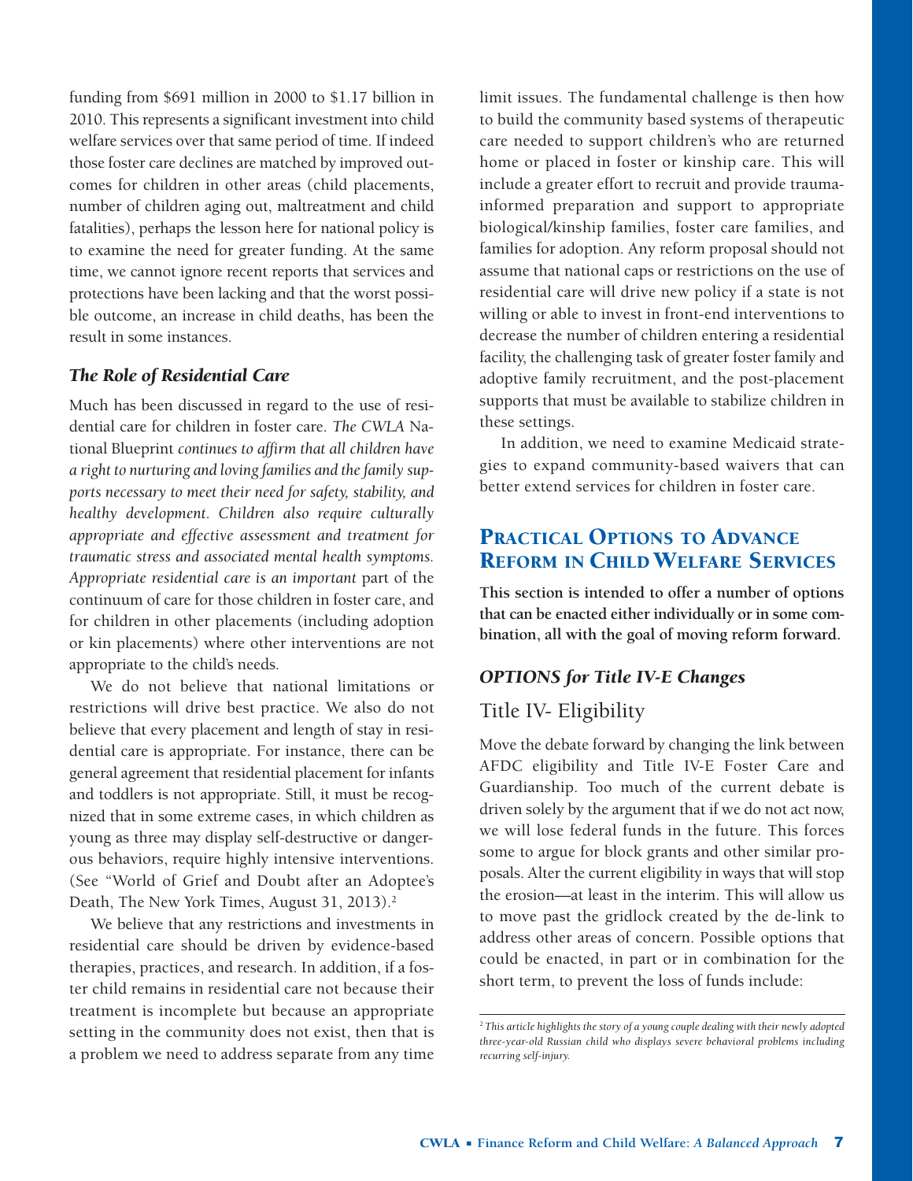funding from $691 million in 2000 to $1.17 billion in 2010. This represents a significant investment into child welfare services over that same period of time. If indeed those foster care declines are matched by improved outcomes for children in other areas (child placements, number of children aging out, maltreatment and child fatalities), perhaps the lesson here for national policy is to examine the need for greater funding. At the same time, we cannot ignore recent reports that services and protections have been lacking and that the worst possible outcome, an increase in child deaths, has been the result in some instances.

### *The Role of Residential Care*

Much has been discussed in regard to the use of residential care for children in foster care. *The CWLA* National Blueprint *continues to affirm that all children have a right to nurturing and loving families and the family supports necessary to meet their need for safety, stability, and healthy development. Children also require culturally appropriate and effective assessment and treatment for traumatic stress and associated mental health symptoms. Appropriate residential care is an important* part of the continuum of care for those children in foster care, and for children in other placements (including adoption or kin placements) where other interventions are not appropriate to the child's needs.

We do not believe that national limitations or restrictions will drive best practice. We also do not believe that every placement and length of stay in residential care is appropriate. For instance, there can be general agreement that residential placement for infants and toddlers is not appropriate. Still, it must be recognized that in some extreme cases, in which children as young as three may display self-destructive or dangerous behaviors, require highly intensive interventions. (See "World of Grief and Doubt after an Adoptee's Death, The New York Times, August 31, 2013).[2]

We believe that any restrictions and investments in residential care should be driven by evidence-based therapies, practices, and research. In addition, if a foster child remains in residential care not because their treatment is incomplete but because an appropriate setting in the community does not exist, then that is a problem we need to address separate from any time limit issues. The fundamental challenge is then how to build the community based systems of therapeutic care needed to support children's who are returned home or placed in foster or kinship care. This will include a greater effort to recruit and provide trauma-informed preparation and support to appropriate biological/kinship families, foster care families, and families for adoption. Any reform proposal should not assume that national caps or restrictions on the use of residential care will drive new policy if a state is not willing or able to invest in front-end interventions to decrease the number of children entering a residential facility, the challenging task of greater foster family and adoptive family recruitment, and the post-placement supports that must be available to stabilize children in these settings.

In addition, we need to examine Medicaid strategies to expand community-based waivers that can better extend services for children in foster care.

## Practical Options to Advance Reform in Child Welfare Services

**This section is intended to offer a number of options that can be enacted either individually or in some combination, all with the goal of moving reform forward.**

### *OPTIONS for Title IV-E Changes*

#### Title IV- Eligibility

Move the debate forward by changing the link between AFDC eligibility and Title IV-E Foster Care and Guardianship. Too much of the current debate is driven solely by the argument that if we do not act now, we will lose federal funds in the future. This forces some to argue for block grants and other similar proposals. Alter the current eligibility in ways that will stop the erosion—at least in the interim. This will allow us to move past the gridlock created by the de-link to address other areas of concern. Possible options that could be enacted, in part or in combination for the short term, to prevent the loss of funds include:

[2] *This article highlights the story of a young couple dealing with their newly adopted three-year-old Russian child who displays severe behavioral problems including recurring self-injury.*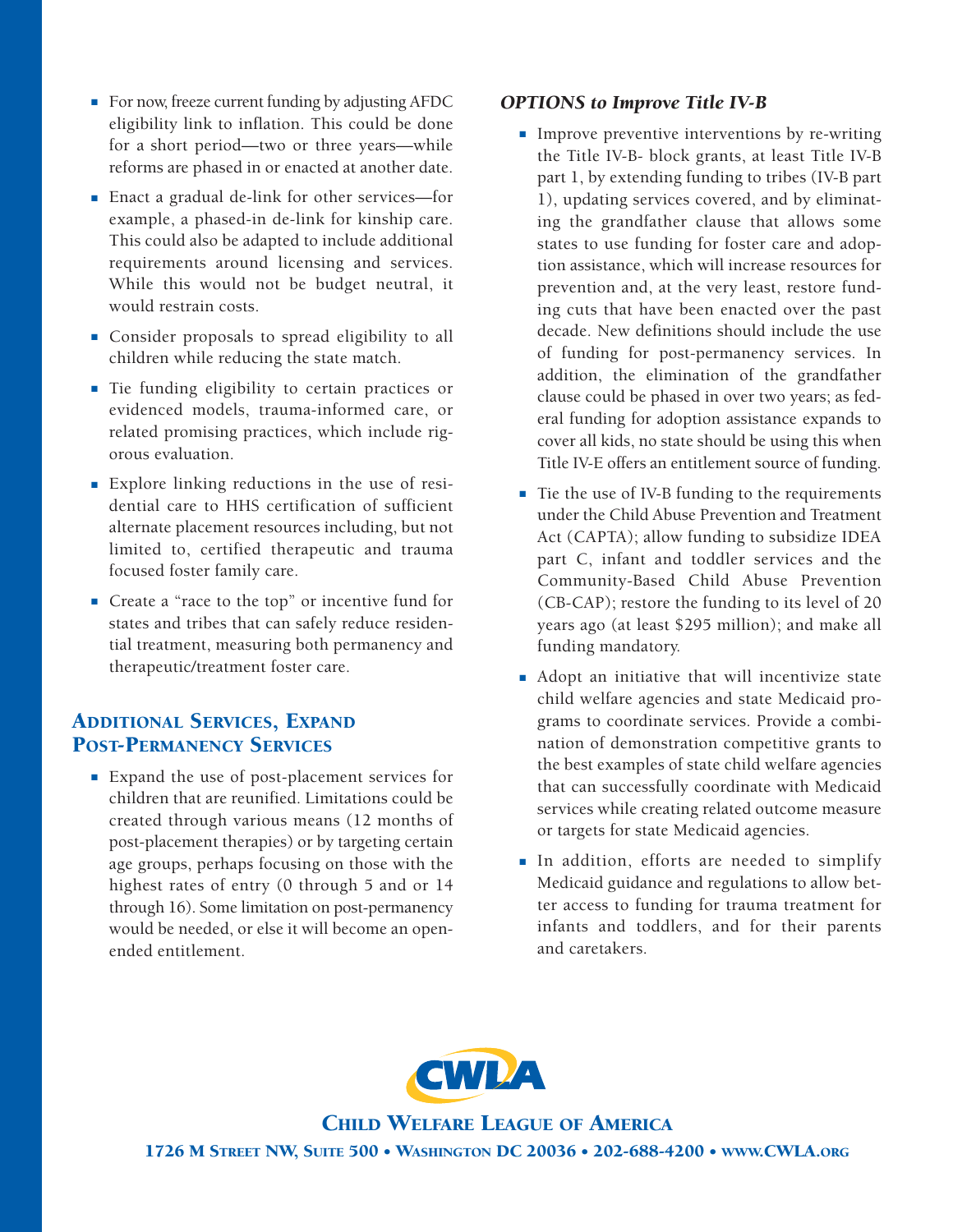- For now, freeze current funding by adjusting AFDC eligibility link to inflation. This could be done for a short period—two or three years—while reforms are phased in or enacted at another date.
- Enact a gradual de-link for other services—for example, a phased-in de-link for kinship care. This could also be adapted to include additional requirements around licensing and services. While this would not be budget neutral, it would restrain costs.
- Consider proposals to spread eligibility to all children while reducing the state match.
- Tie funding eligibility to certain practices or evidenced models, trauma-informed care, or related promising practices, which include rigorous evaluation.
- Explore linking reductions in the use of residential care to HHS certification of sufficient alternate placement resources including, but not limited to, certified therapeutic and trauma focused foster family care.
- Create a "race to the top" or incentive fund for states and tribes that can safely reduce residential treatment, measuring both permanency and therapeutic/treatment foster care.

## Additional Services, Expand Post-Permanency Services

- Expand the use of post-placement services for children that are reunified. Limitations could be created through various means (12 months of post-placement therapies) or by targeting certain age groups, perhaps focusing on those with the highest rates of entry (0 through 5 and or 14 through 16). Some limitation on post-permanency would be needed, or else it will become an open-ended entitlement.

### *OPTIONS to Improve Title IV-B*

- Improve preventive interventions by re-writing the Title IV-B- block grants, at least Title IV-B part 1, by extending funding to tribes (IV-B part 1), updating services covered, and by eliminating the grandfather clause that allows some states to use funding for foster care and adoption assistance, which will increase resources for prevention and, at the very least, restore funding cuts that have been enacted over the past decade. New definitions should include the use of funding for post-permanency services. In addition, the elimination of the grandfather clause could be phased in over two years; as federal funding for adoption assistance expands to cover all kids, no state should be using this when Title IV-E offers an entitlement source of funding.
- Tie the use of IV-B funding to the requirements under the Child Abuse Prevention and Treatment Act (CAPTA); allow funding to subsidize IDEA part C, infant and toddler services and the Community-Based Child Abuse Prevention (CB-CAP); restore the funding to its level of 20 years ago (at least $295 million); and make all funding mandatory.
- Adopt an initiative that will incentivize state child welfare agencies and state Medicaid programs to coordinate services. Provide a combination of demonstration competitive grants to the best examples of state child welfare agencies that can successfully coordinate with Medicaid services while creating related outcome measure or targets for state Medicaid agencies.
- In addition, efforts are needed to simplify Medicaid guidance and regulations to allow better access to funding for trauma treatment for infants and toddlers, and for their parents and caretakers.

CWLA

**Child Welfare League of America**

**1726 M Street NW, Suite 500 • Washington DC 20036 • 202-688-4200 • www.CWLA.org**